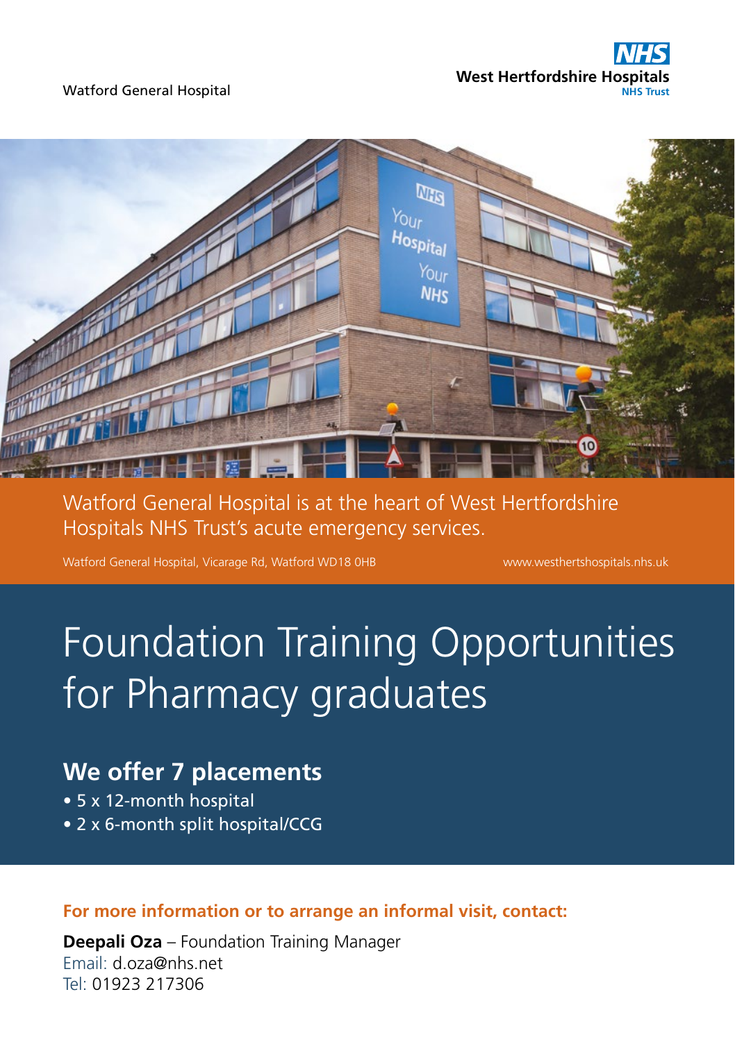Watford General Hospital

**NHS**
**West Hertfordshire Hospitals**
**NHS Trust**

Watford General Hospital is at the heart of West Hertfordshire Hospitals NHS Trust's acute emergency services.

Watford General Hospital, Vicarage Rd, Watford WD18 0HB

www.westhertshospitals.nhs.uk

# Foundation Training Opportunities for Pharmacy graduates

## We offer 7 placements

- 5 x 12-month hospital
- 2 x 6-month split hospital/CCG

**For more information or to arrange an informal visit, contact:**

**Deepali Oza** – Foundation Training Manager
Email: d.oza@nhs.net
Tel: 01923 217306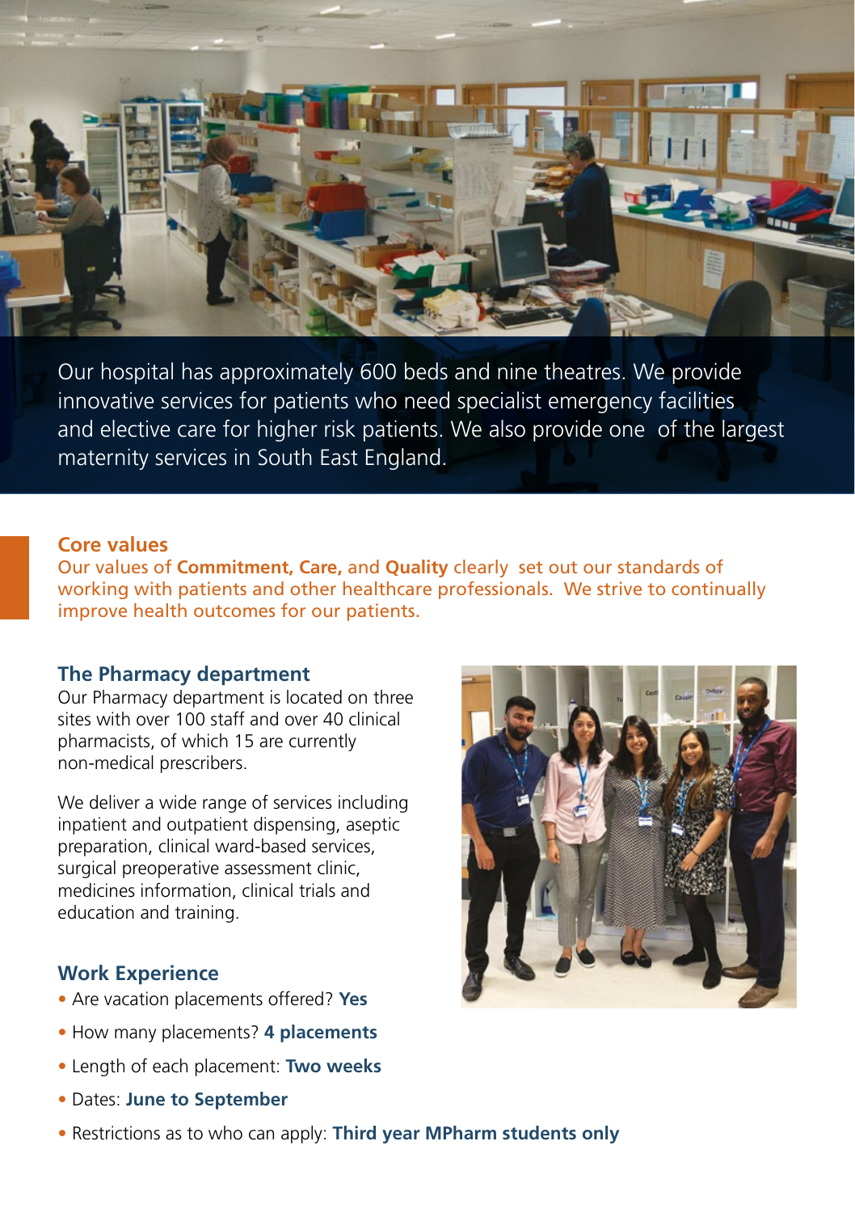Our hospital has approximately 600 beds and nine theatres. We provide innovative services for patients who need specialist emergency facilities and elective care for higher risk patients. We also provide one of the largest maternity services in South East England.

## Core values

Our values of **Commitment, Care,** and **Quality** clearly set out our standards of working with patients and other healthcare professionals. We strive to continually improve health outcomes for our patients.

## The Pharmacy department

Our Pharmacy department is located on three sites with over 100 staff and over 40 clinical pharmacists, of which 15 are currently non-medical prescribers.

We deliver a wide range of services including inpatient and outpatient dispensing, aseptic preparation, clinical ward-based services, surgical preoperative assessment clinic, medicines information, clinical trials and education and training.

## Work Experience

- Are vacation placements offered? **Yes**
- How many placements? **4 placements**
- Length of each placement: **Two weeks**
- Dates: **June to September**
- Restrictions as to who can apply: **Third year MPharm students only**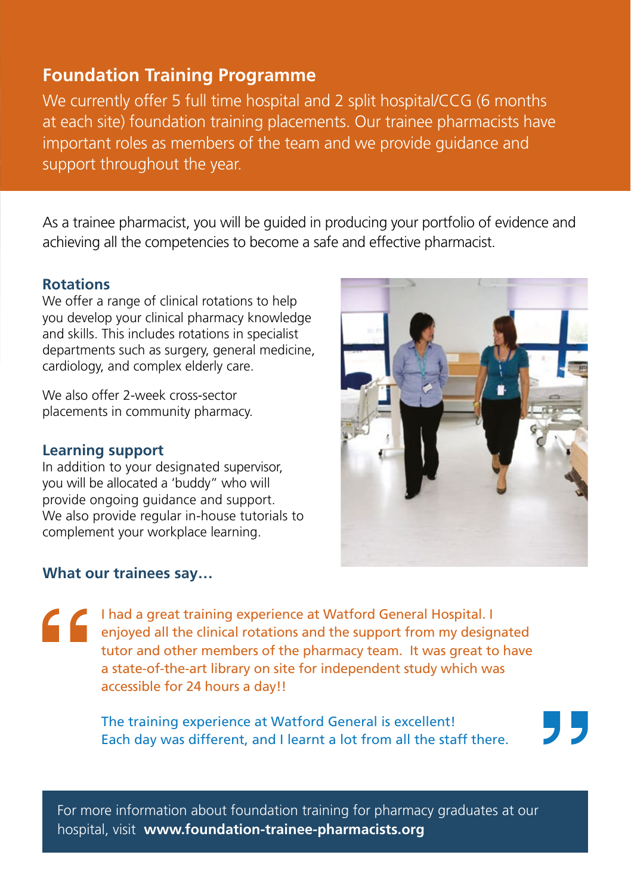## Foundation Training Programme

We currently offer 5 full time hospital and 2 split hospital/CCG (6 months at each site) foundation training placements. Our trainee pharmacists have important roles as members of the team and we provide guidance and support throughout the year.

As a trainee pharmacist, you will be guided in producing your portfolio of evidence and achieving all the competencies to become a safe and effective pharmacist.

### Rotations

We offer a range of clinical rotations to help you develop your clinical pharmacy knowledge and skills. This includes rotations in specialist departments such as surgery, general medicine, cardiology, and complex elderly care.

We also offer 2-week cross-sector placements in community pharmacy.

### Learning support

In addition to your designated supervisor, you will be allocated a 'buddy" who will provide ongoing guidance and support. We also provide regular in-house tutorials to complement your workplace learning.

### What our trainees say…

> I had a great training experience at Watford General Hospital. I enjoyed all the clinical rotations and the support from my designated tutor and other members of the pharmacy team. It was great to have a state-of-the-art library on site for independent study which was accessible for 24 hours a day!!

> The training experience at Watford General is excellent! Each day was different, and I learnt a lot from all the staff there.

For more information about foundation training for pharmacy graduates at our hospital, visit **www.foundation-trainee-pharmacists.org**